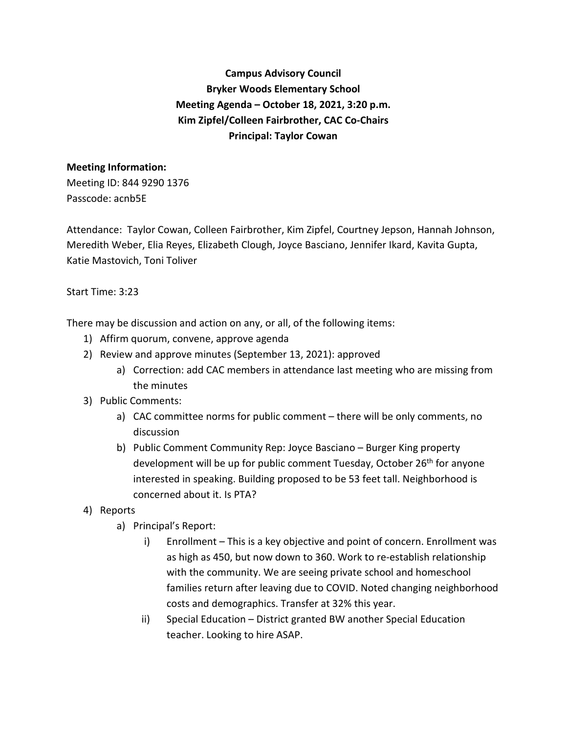**Campus Advisory Council**
**Bryker Woods Elementary School**
**Meeting Agenda – October 18, 2021, 3:20 p.m.**
**Kim Zipfel/Colleen Fairbrother, CAC Co-Chairs**
**Principal: Taylor Cowan**

**Meeting Information:**
Meeting ID: 844 9290 1376
Passcode: acnb5E

Attendance: Taylor Cowan, Colleen Fairbrother, Kim Zipfel, Courtney Jepson, Hannah Johnson, Meredith Weber, Elia Reyes, Elizabeth Clough, Joyce Basciano, Jennifer Ikard, Kavita Gupta, Katie Mastovich, Toni Toliver

Start Time: 3:23

There may be discussion and action on any, or all, of the following items:

1) Affirm quorum, convene, approve agenda
2) Review and approve minutes (September 13, 2021): approved
    a) Correction: add CAC members in attendance last meeting who are missing from the minutes
3) Public Comments:
    a) CAC committee norms for public comment – there will be only comments, no discussion
    b) Public Comment Community Rep: Joyce Basciano – Burger King property development will be up for public comment Tuesday, October 26th for anyone interested in speaking. Building proposed to be 53 feet tall. Neighborhood is concerned about it. Is PTA?
4) Reports
    a) Principal's Report:
        i) Enrollment – This is a key objective and point of concern. Enrollment was as high as 450, but now down to 360. Work to re-establish relationship with the community. We are seeing private school and homeschool families return after leaving due to COVID. Noted changing neighborhood costs and demographics. Transfer at 32% this year.
        ii) Special Education – District granted BW another Special Education teacher. Looking to hire ASAP.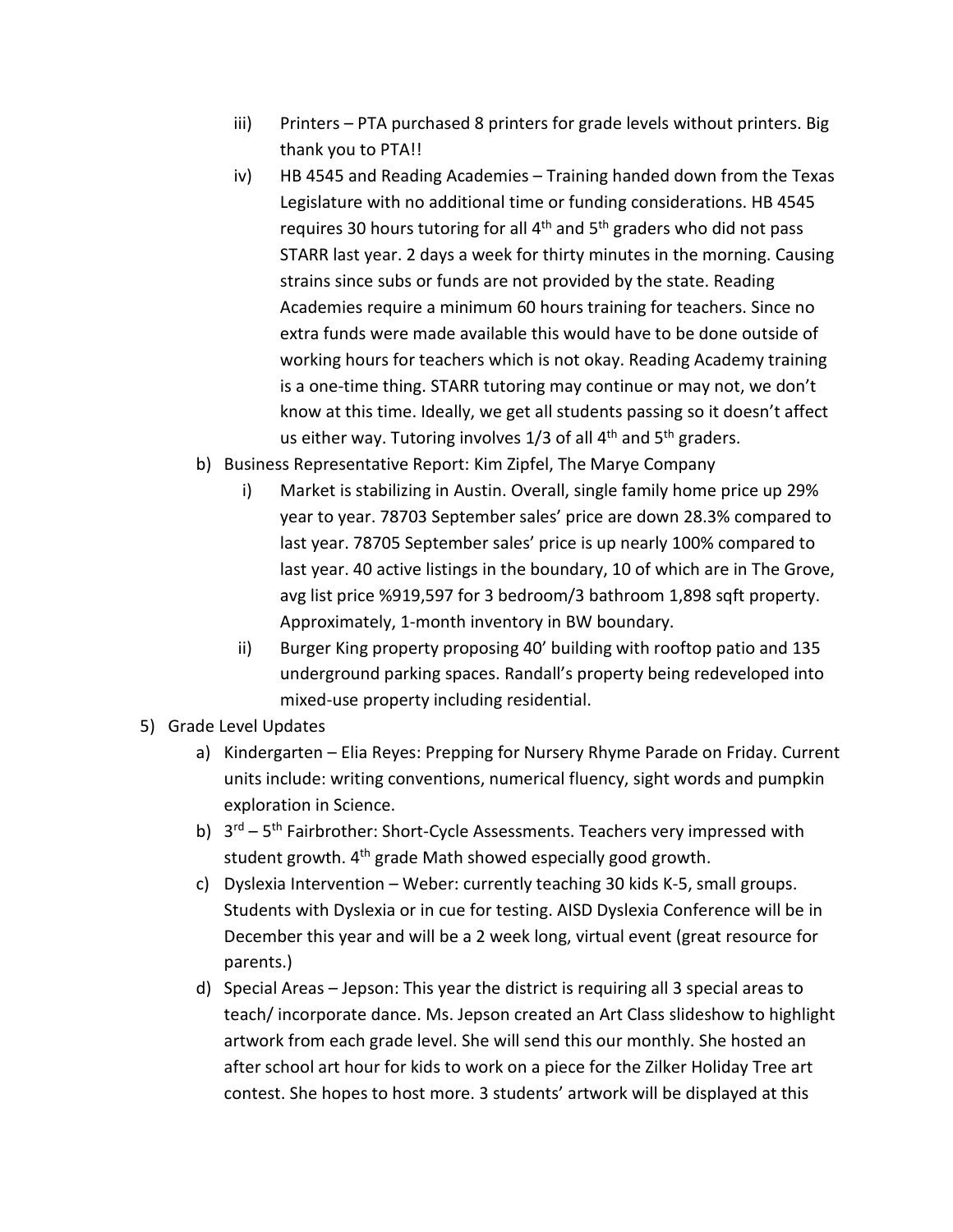iii) Printers – PTA purchased 8 printers for grade levels without printers. Big thank you to PTA!!

iv) HB 4545 and Reading Academies – Training handed down from the Texas Legislature with no additional time or funding considerations. HB 4545 requires 30 hours tutoring for all 4th and 5th graders who did not pass STARR last year. 2 days a week for thirty minutes in the morning. Causing strains since subs or funds are not provided by the state. Reading Academies require a minimum 60 hours training for teachers. Since no extra funds were made available this would have to be done outside of working hours for teachers which is not okay. Reading Academy training is a one-time thing. STARR tutoring may continue or may not, we don't know at this time. Ideally, we get all students passing so it doesn't affect us either way. Tutoring involves 1/3 of all 4th and 5th graders.

b) Business Representative Report: Kim Zipfel, The Marye Company

i) Market is stabilizing in Austin. Overall, single family home price up 29% year to year. 78703 September sales' price are down 28.3% compared to last year. 78705 September sales' price is up nearly 100% compared to last year. 40 active listings in the boundary, 10 of which are in The Grove, avg list price %919,597 for 3 bedroom/3 bathroom 1,898 sqft property. Approximately, 1-month inventory in BW boundary.

ii) Burger King property proposing 40' building with rooftop patio and 135 underground parking spaces. Randall's property being redeveloped into mixed-use property including residential.

5) Grade Level Updates

a) Kindergarten – Elia Reyes: Prepping for Nursery Rhyme Parade on Friday. Current units include: writing conventions, numerical fluency, sight words and pumpkin exploration in Science.

b) 3rd – 5th Fairbrother: Short-Cycle Assessments. Teachers very impressed with student growth. 4th grade Math showed especially good growth.

c) Dyslexia Intervention – Weber: currently teaching 30 kids K-5, small groups. Students with Dyslexia or in cue for testing. AISD Dyslexia Conference will be in December this year and will be a 2 week long, virtual event (great resource for parents.)

d) Special Areas – Jepson: This year the district is requiring all 3 special areas to teach/ incorporate dance. Ms. Jepson created an Art Class slideshow to highlight artwork from each grade level. She will send this our monthly. She hosted an after school art hour for kids to work on a piece for the Zilker Holiday Tree art contest. She hopes to host more. 3 students' artwork will be displayed at this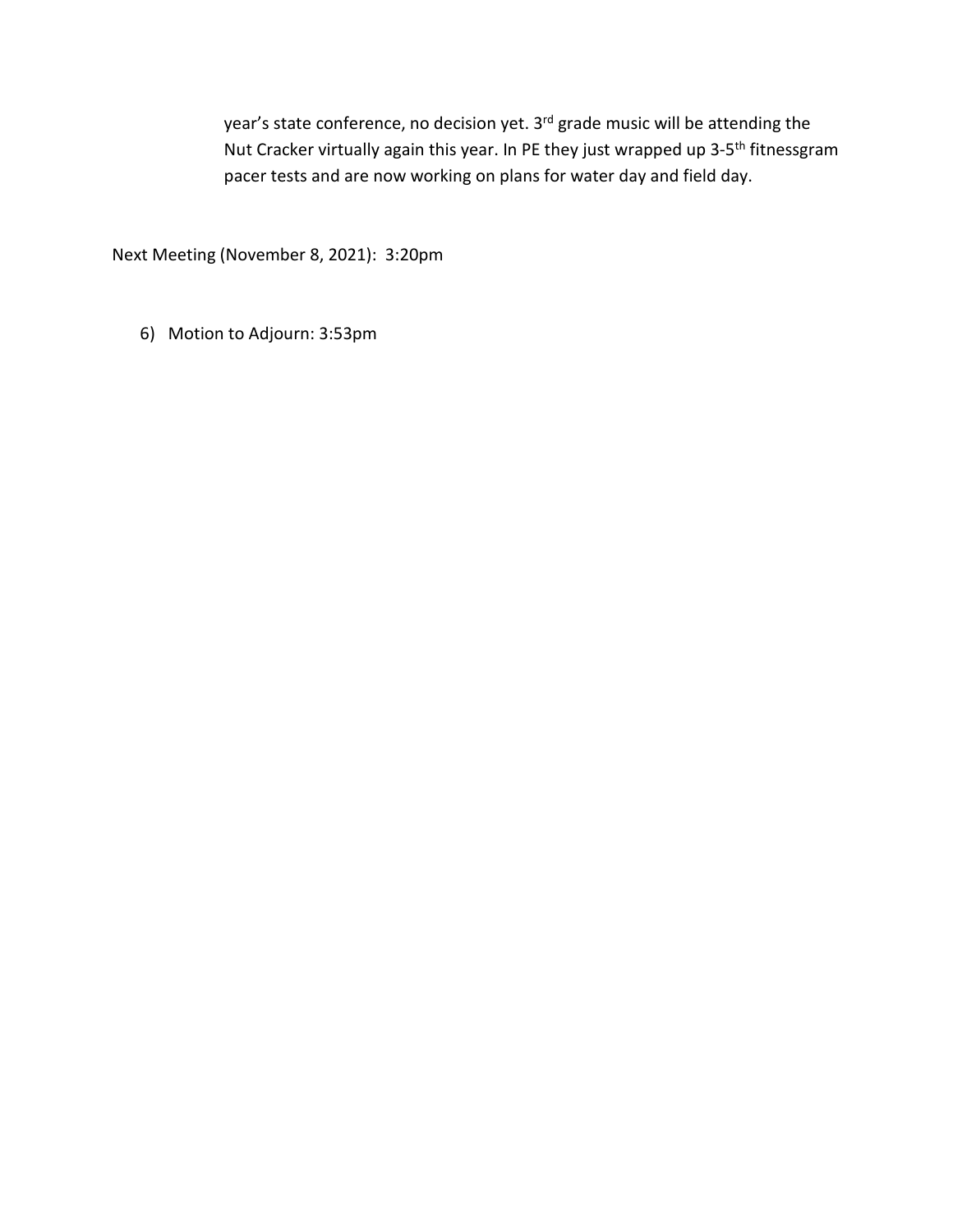year's state conference, no decision yet. 3rd grade music will be attending the Nut Cracker virtually again this year. In PE they just wrapped up 3-5th fitnessgram pacer tests and are now working on plans for water day and field day.

Next Meeting (November 8, 2021): 3:20pm

6) Motion to Adjourn: 3:53pm